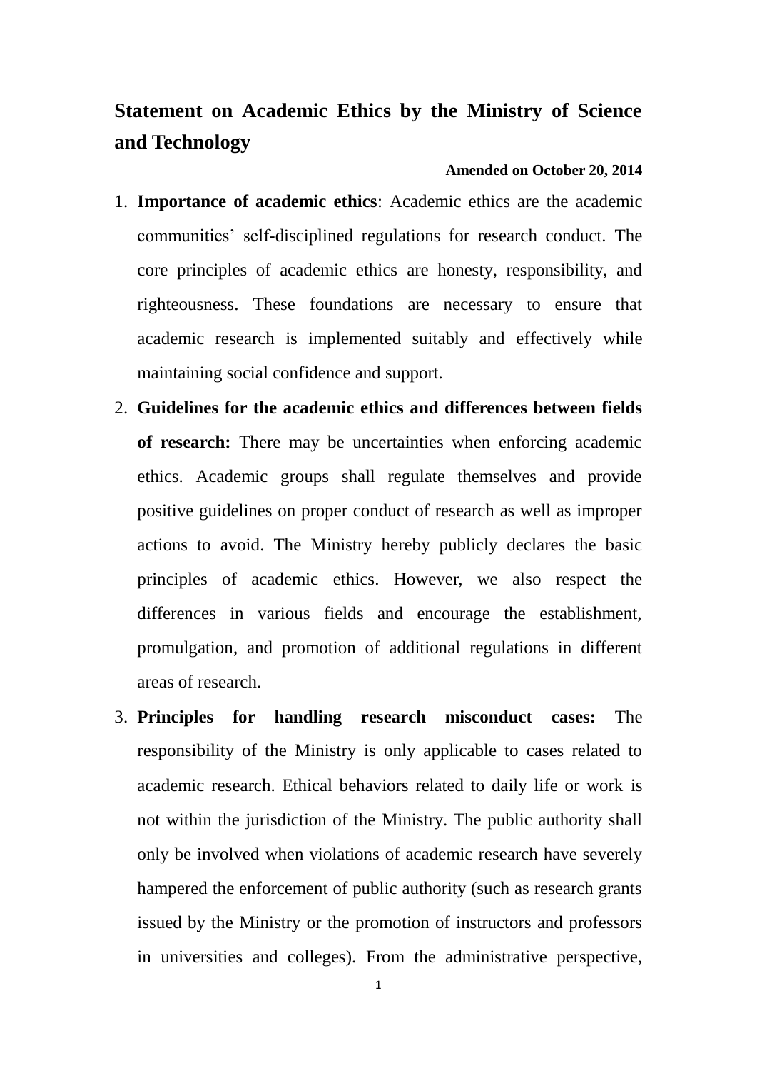# Statement on Academic Ethics by the Ministry of Science and Technology

**Amended on October 20, 2014**

1. **Importance of academic ethics**: Academic ethics are the academic communities' self-disciplined regulations for research conduct. The core principles of academic ethics are honesty, responsibility, and righteousness. These foundations are necessary to ensure that academic research is implemented suitably and effectively while maintaining social confidence and support.
2. **Guidelines for the academic ethics and differences between fields of research:** There may be uncertainties when enforcing academic ethics. Academic groups shall regulate themselves and provide positive guidelines on proper conduct of research as well as improper actions to avoid. The Ministry hereby publicly declares the basic principles of academic ethics. However, we also respect the differences in various fields and encourage the establishment, promulgation, and promotion of additional regulations in different areas of research.
3. **Principles for handling research misconduct cases:** The responsibility of the Ministry is only applicable to cases related to academic research. Ethical behaviors related to daily life or work is not within the jurisdiction of the Ministry. The public authority shall only be involved when violations of academic research have severely hampered the enforcement of public authority (such as research grants issued by the Ministry or the promotion of instructors and professors in universities and colleges). From the administrative perspective,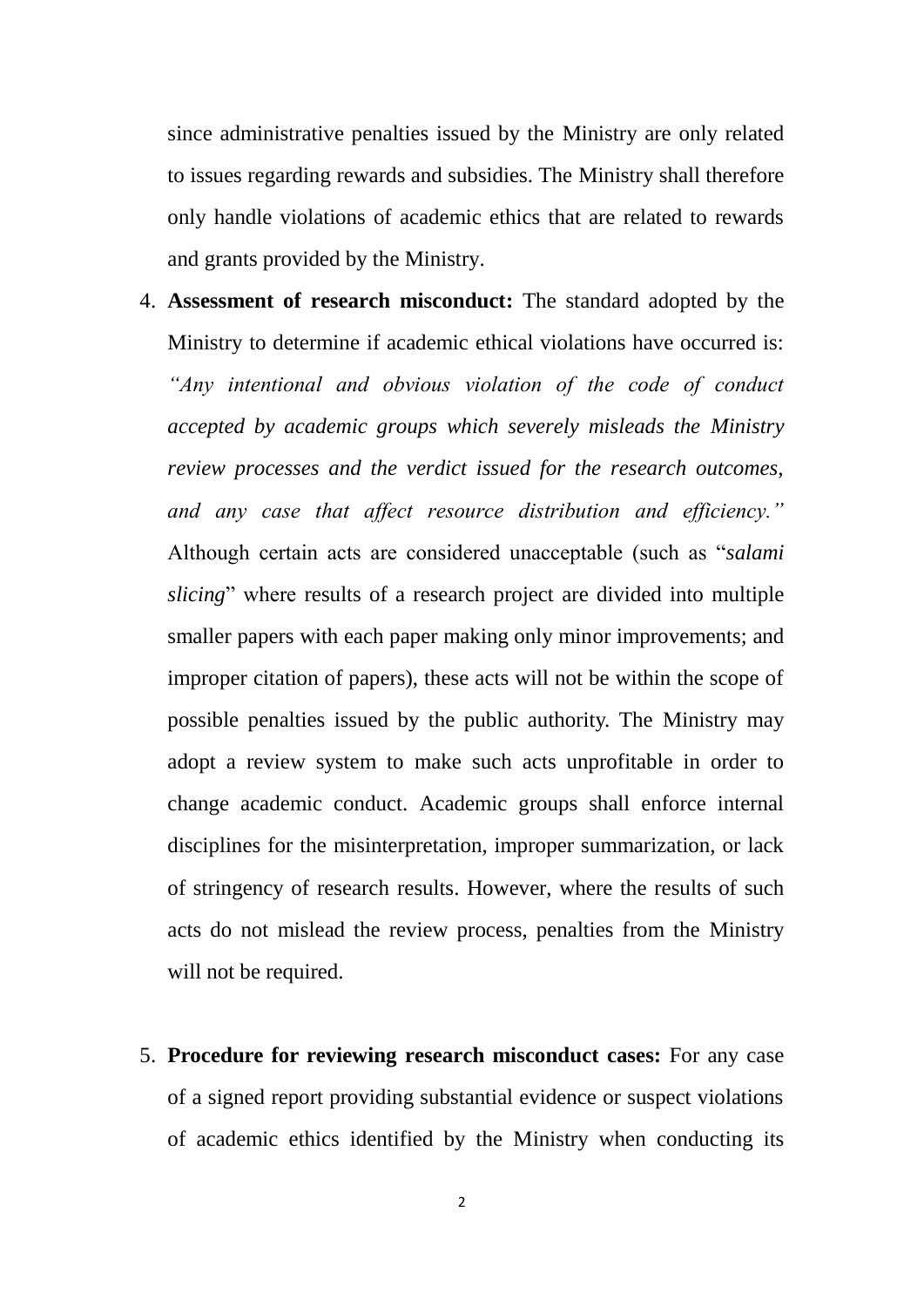since administrative penalties issued by the Ministry are only related to issues regarding rewards and subsidies. The Ministry shall therefore only handle violations of academic ethics that are related to rewards and grants provided by the Ministry.

4. **Assessment of research misconduct:** The standard adopted by the Ministry to determine if academic ethical violations have occurred is: *"Any intentional and obvious violation of the code of conduct accepted by academic groups which severely misleads the Ministry review processes and the verdict issued for the research outcomes, and any case that affect resource distribution and efficiency."* Although certain acts are considered unacceptable (such as "*salami slicing*" where results of a research project are divided into multiple smaller papers with each paper making only minor improvements; and improper citation of papers), these acts will not be within the scope of possible penalties issued by the public authority. The Ministry may adopt a review system to make such acts unprofitable in order to change academic conduct. Academic groups shall enforce internal disciplines for the misinterpretation, improper summarization, or lack of stringency of research results. However, where the results of such acts do not mislead the review process, penalties from the Ministry will not be required.

5. **Procedure for reviewing research misconduct cases:** For any case of a signed report providing substantial evidence or suspect violations of academic ethics identified by the Ministry when conducting its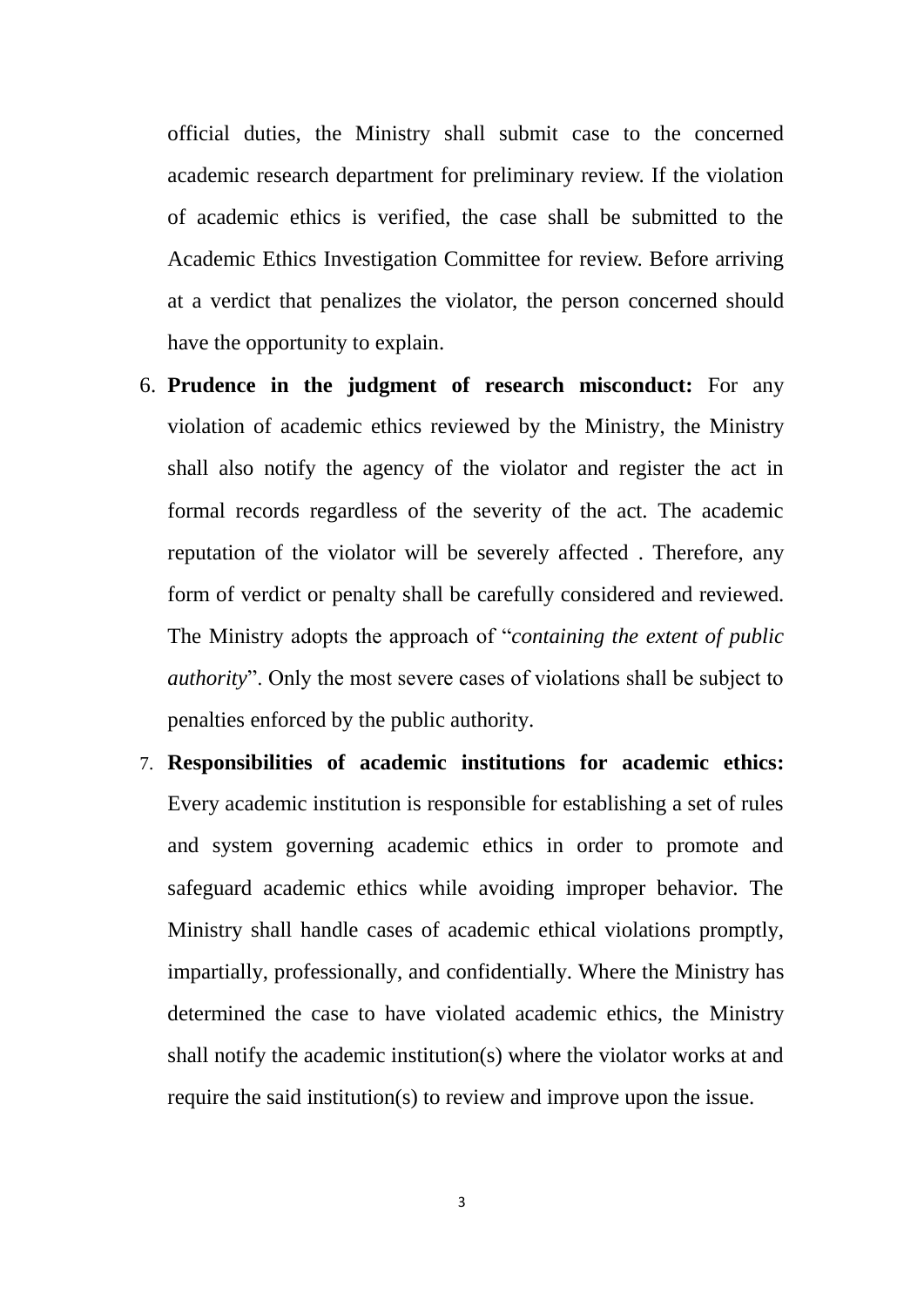official duties, the Ministry shall submit case to the concerned academic research department for preliminary review. If the violation of academic ethics is verified, the case shall be submitted to the Academic Ethics Investigation Committee for review. Before arriving at a verdict that penalizes the violator, the person concerned should have the opportunity to explain.

6. **Prudence in the judgment of research misconduct:** For any violation of academic ethics reviewed by the Ministry, the Ministry shall also notify the agency of the violator and register the act in formal records regardless of the severity of the act. The academic reputation of the violator will be severely affected . Therefore, any form of verdict or penalty shall be carefully considered and reviewed. The Ministry adopts the approach of "*containing the extent of public authority*". Only the most severe cases of violations shall be subject to penalties enforced by the public authority.
7. **Responsibilities of academic institutions for academic ethics:** Every academic institution is responsible for establishing a set of rules and system governing academic ethics in order to promote and safeguard academic ethics while avoiding improper behavior. The Ministry shall handle cases of academic ethical violations promptly, impartially, professionally, and confidentially. Where the Ministry has determined the case to have violated academic ethics, the Ministry shall notify the academic institution(s) where the violator works at and require the said institution(s) to review and improve upon the issue.